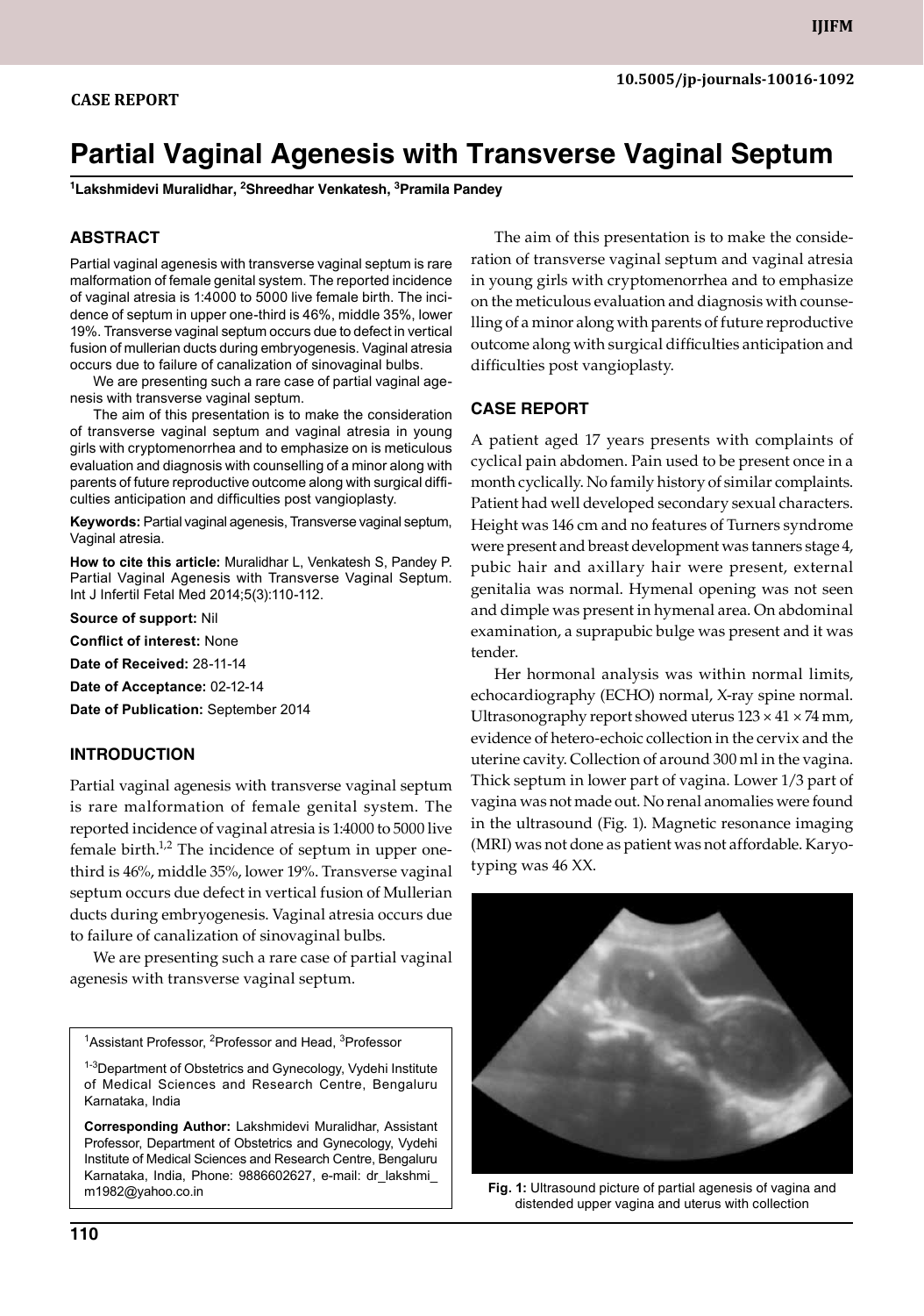CASE REPORT

# Partial Vaginal Agenesis with Transverse Vaginal Septum

**[1]Lakshmidevi Muralidhar, [2]Shreedhar Venkatesh, [3]Pramila Pandey**

## ABSTRACT

Partial vaginal agenesis with transverse vaginal septum is rare malformation of female genital system. The reported incidence of vaginal atresia is 1:4000 to 5000 live female birth. The incidence of septum in upper one-third is 46%, middle 35%, lower 19%. Transverse vaginal septum occurs due to defect in vertical fusion of mullerian ducts during embryogenesis. Vaginal atresia occurs due to failure of canalization of sinovaginal bulbs.

We are presenting such a rare case of partial vaginal agenesis with transverse vaginal septum.

The aim of this presentation is to make the consideration of transverse vaginal septum and vaginal atresia in young girls with cryptomenorrhea and to emphasize on is meticulous evaluation and diagnosis with counselling of a minor along with parents of future reproductive outcome along with surgical difficulties anticipation and difficulties post vangioplasty.

**Keywords:** Partial vaginal agenesis, Transverse vaginal septum, Vaginal atresia.

**How to cite this article:** Muralidhar L, Venkatesh S, Pandey P. Partial Vaginal Agenesis with Transverse Vaginal Septum. Int J Infertil Fetal Med 2014;5(3):110-112.

**Source of support:** Nil

**Conflict of interest:** None

**Date of Received:** 28-11-14

**Date of Acceptance:** 02-12-14

**Date of Publication:** September 2014

## INTRODUCTION

Partial vaginal agenesis with transverse vaginal septum is rare malformation of female genital system. The reported incidence of vaginal atresia is 1:4000 to 5000 live female birth.[1,2] The incidence of septum in upper one-third is 46%, middle 35%, lower 19%. Transverse vaginal septum occurs due defect in vertical fusion of Mullerian ducts during embryogenesis. Vaginal atresia occurs due to failure of canalization of sinovaginal bulbs.

We are presenting such a rare case of partial vaginal agenesis with transverse vaginal septum.

[1]Assistant Professor, [2]Professor and Head, [3]Professor

[1-3]Department of Obstetrics and Gynecology, Vydehi Institute of Medical Sciences and Research Centre, Bengaluru Karnataka, India

**Corresponding Author:** Lakshmidevi Muralidhar, Assistant Professor, Department of Obstetrics and Gynecology, Vydehi Institute of Medical Sciences and Research Centre, Bengaluru Karnataka, India, Phone: 9886602627, e-mail: dr_lakshmi_m1982@yahoo.co.in

The aim of this presentation is to make the consideration of transverse vaginal septum and vaginal atresia in young girls with cryptomenorrhea and to emphasize on the meticulous evaluation and diagnosis with counselling of a minor along with parents of future reproductive outcome along with surgical difficulties anticipation and difficulties post vangioplasty.

## CASE REPORT

A patient aged 17 years presents with complaints of cyclical pain abdomen. Pain used to be present once in a month cyclically. No family history of similar complaints. Patient had well developed secondary sexual characters. Height was 146 cm and no features of Turners syndrome were present and breast development was tanners stage 4, pubic hair and axillary hair were present, external genitalia was normal. Hymenal opening was not seen and dimple was present in hymenal area. On abdominal examination, a suprapubic bulge was present and it was tender.

Her hormonal analysis was within normal limits, echocardiography (ECHO) normal, X-ray spine normal. Ultrasonography report showed uterus 123 × 41 × 74 mm, evidence of hetero-echoic collection in the cervix and the uterine cavity. Collection of around 300 ml in the vagina. Thick septum in lower part of vagina. Lower 1/3 part of vagina was not made out. No renal anomalies were found in the ultrasound (Fig. 1). Magnetic resonance imaging (MRI) was not done as patient was not affordable. Karyotyping was 46 XX.

**Fig. 1:** Ultrasound picture of partial agenesis of vagina and distended upper vagina and uterus with collection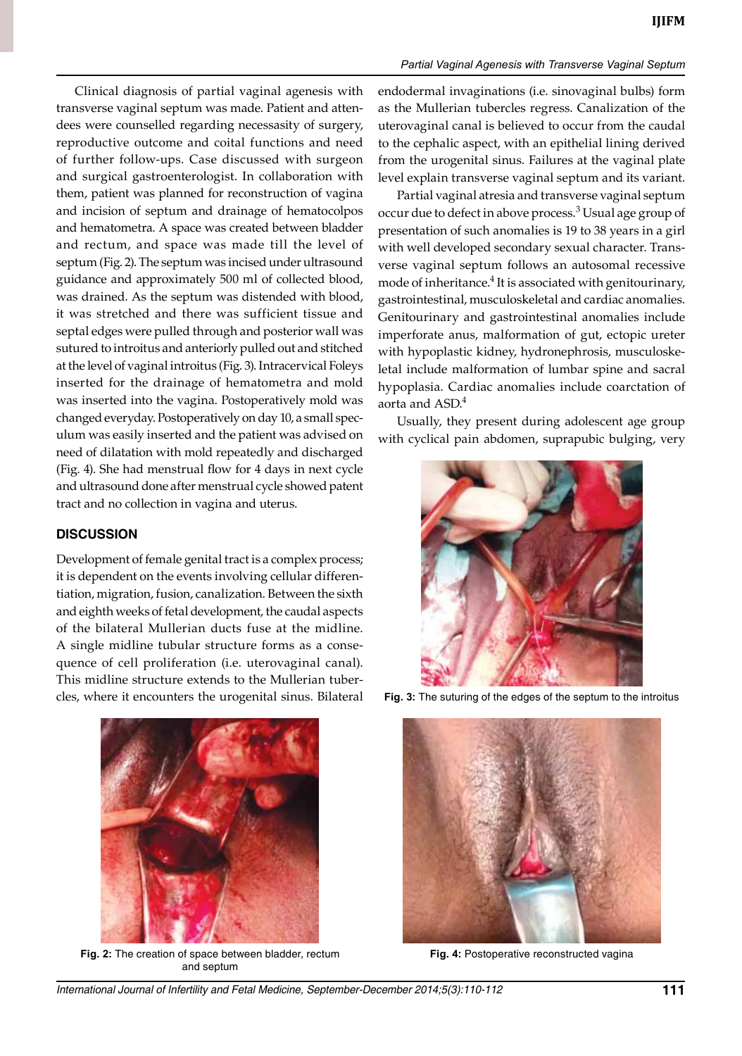Clinical diagnosis of partial vaginal agenesis with transverse vaginal septum was made. Patient and attendees were counselled regarding necessasity of surgery, reproductive outcome and coital functions and need of further follow-ups. Case discussed with surgeon and surgical gastroenterologist. In collaboration with them, patient was planned for reconstruction of vagina and incision of septum and drainage of hematocolpos and hematometra. A space was created between bladder and rectum, and space was made till the level of septum (Fig. 2). The septum was incised under ultrasound guidance and approximately 500 ml of collected blood, was drained. As the septum was distended with blood, it was stretched and there was sufficient tissue and septal edges were pulled through and posterior wall was sutured to introitus and anteriorly pulled out and stitched at the level of vaginal introitus (Fig. 3). Intracervical Foleys inserted for the drainage of hematometra and mold was inserted into the vagina. Postoperatively mold was changed everyday. Postoperatively on day 10, a small speculum was easily inserted and the patient was advised on need of dilatation with mold repeatedly and discharged (Fig. 4). She had menstrual flow for 4 days in next cycle and ultrasound done after menstrual cycle showed patent tract and no collection in vagina and uterus.

## DISCUSSION

Development of female genital tract is a complex process; it is dependent on the events involving cellular differentiation, migration, fusion, canalization. Between the sixth and eighth weeks of fetal development, the caudal aspects of the bilateral Mullerian ducts fuse at the midline. A single midline tubular structure forms as a consequence of cell proliferation (i.e. uterovaginal canal). This midline structure extends to the Mullerian tubercles, where it encounters the urogenital sinus. Bilateral endodermal invaginations (i.e. sinovaginal bulbs) form as the Mullerian tubercles regress. Canalization of the uterovaginal canal is believed to occur from the caudal to the cephalic aspect, with an epithelial lining derived from the urogenital sinus. Failures at the vaginal plate level explain transverse vaginal septum and its variant.

Partial vaginal atresia and transverse vaginal septum occur due to defect in above process.[3] Usual age group of presentation of such anomalies is 19 to 38 years in a girl with well developed secondary sexual character. Transverse vaginal septum follows an autosomal recessive mode of inheritance.[4] It is associated with genitourinary, gastrointestinal, musculoskeletal and cardiac anomalies. Genitourinary and gastrointestinal anomalies include imperforate anus, malformation of gut, ectopic ureter with hypoplastic kidney, hydronephrosis, musculoskeletal include malformation of lumbar spine and sacral hypoplasia. Cardiac anomalies include coarctation of aorta and ASD.[4]

Usually, they present during adolescent age group with cyclical pain abdomen, suprapubic bulging, very

**Fig. 3:** The suturing of the edges of the septum to the introitus

**Fig. 2:** The creation of space between bladder, rectum and septum

**Fig. 4:** Postoperative reconstructed vagina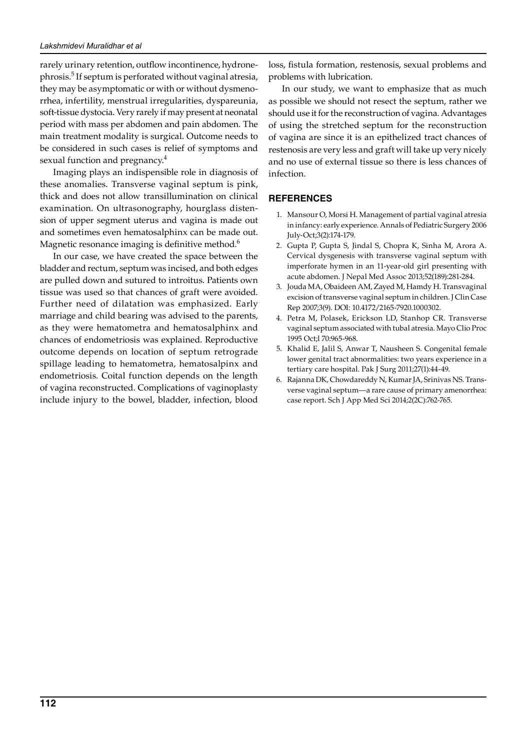rarely urinary retention, outflow incontinence, hydronephrosis.[5] If septum is perforated without vaginal atresia, they may be asymptomatic or with or without dysmenorrhea, infertility, menstrual irregularities, dyspareunia, soft-tissue dystocia. Very rarely if may present at neonatal period with mass per abdomen and pain abdomen. The main treatment modality is surgical. Outcome needs to be considered in such cases is relief of symptoms and sexual function and pregnancy.[4]

Imaging plays an indispensible role in diagnosis of these anomalies. Transverse vaginal septum is pink, thick and does not allow transillumination on clinical examination. On ultrasonography, hourglass distension of upper segment uterus and vagina is made out and sometimes even hematosalphinx can be made out. Magnetic resonance imaging is definitive method.[6]

In our case, we have created the space between the bladder and rectum, septum was incised, and both edges are pulled down and sutured to introitus. Patients own tissue was used so that chances of graft were avoided. Further need of dilatation was emphasized. Early marriage and child bearing was advised to the parents, as they were hematometra and hematosalphinx and chances of endometriosis was explained. Reproductive outcome depends on location of septum retrograde spillage leading to hematometra, hematosalpinx and endometriosis. Coital function depends on the length of vagina reconstructed. Complications of vaginoplasty include injury to the bowel, bladder, infection, blood loss, fistula formation, restenosis, sexual problems and problems with lubrication.

In our study, we want to emphasize that as much as possible we should not resect the septum, rather we should use it for the reconstruction of vagina. Advantages of using the stretched septum for the reconstruction of vagina are since it is an epithelized tract chances of restenosis are very less and graft will take up very nicely and no use of external tissue so there is less chances of infection.

## REFERENCES

1. Mansour O, Morsi H. Management of partial vaginal atresia in infancy: early experience. Annals of Pediatric Surgery 2006 July-Oct;3(2):174-179.
2. Gupta P, Gupta S, Jindal S, Chopra K, Sinha M, Arora A. Cervical dysgenesis with transverse vaginal septum with imperforate hymen in an 11-year-old girl presenting with acute abdomen. J Nepal Med Assoc 2013;52(189):281-284.
3. Jouda MA, Obaideen AM, Zayed M, Hamdy H. Transvaginal excision of transverse vaginal septum in children. J Clin Case Rep 2007;3(9). DOI: 10.4172/2165-7920.1000302.
4. Petra M, Polasek, Erickson LD, Stanhop CR. Transverse vaginal septum associated with tubal atresia. Mayo Clio Proc 1995 Oct;l 70:965-968.
5. Khalid E, Jalil S, Anwar T, Nausheen S. Congenital female lower genital tract abnormalities: two years experience in a tertiary care hospital. Pak J Surg 2011;27(1):44-49.
6. Rajanna DK, Chowdareddy N, Kumar JA, Srinivas NS. Transverse vaginal septum—a rare cause of primary amenorrhea: case report. Sch J App Med Sci 2014;2(2C):762-765.